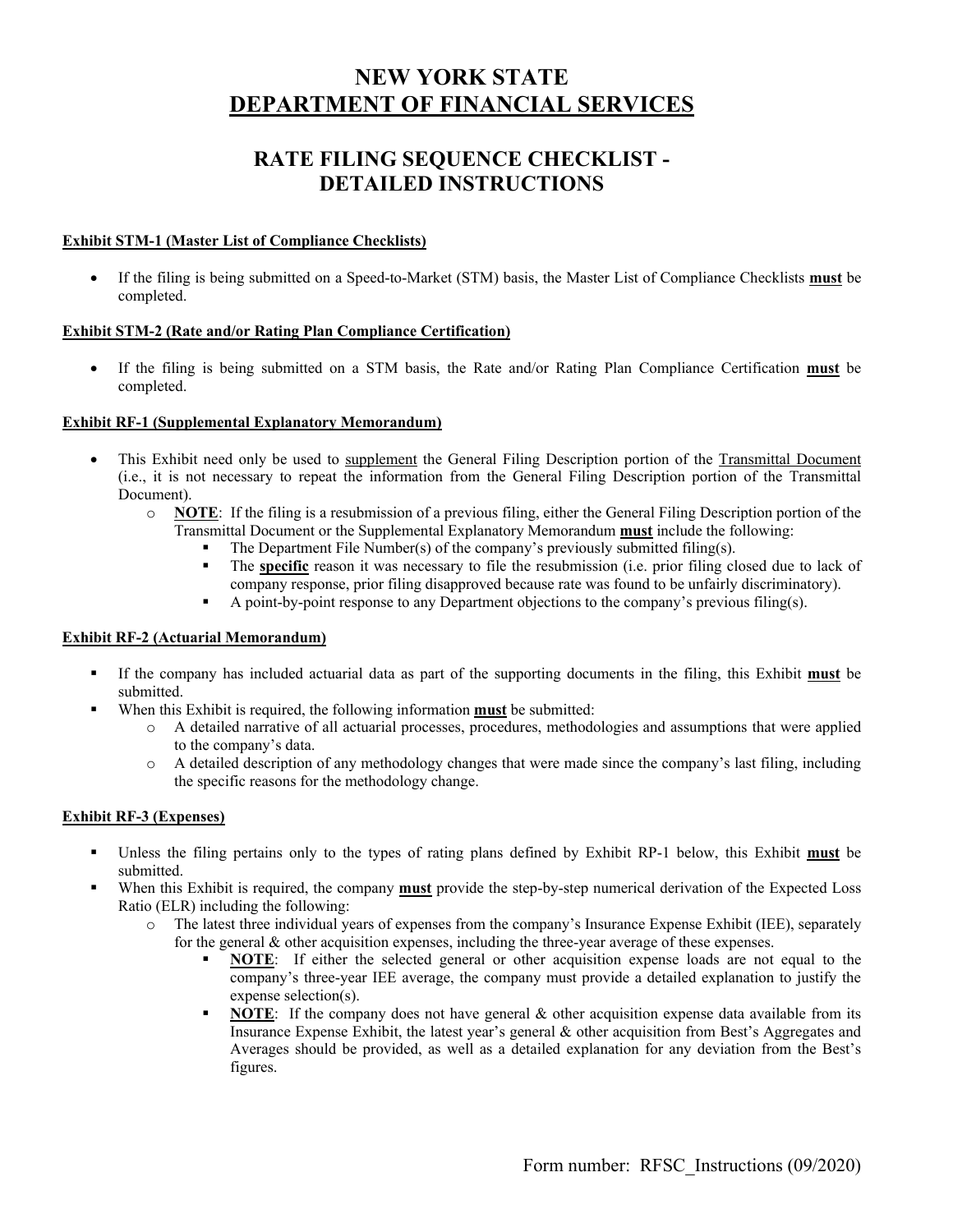# NEW YORK STATE
# DEPARTMENT OF FINANCIAL SERVICES

## RATE FILING SEQUENCE CHECKLIST - DETAILED INSTRUCTIONS

**Exhibit STM-1 (Master List of Compliance Checklists)**

- If the filing is being submitted on a Speed-to-Market (STM) basis, the Master List of Compliance Checklists **must** be completed.

**Exhibit STM-2 (Rate and/or Rating Plan Compliance Certification)**

- If the filing is being submitted on a STM basis, the Rate and/or Rating Plan Compliance Certification **must** be completed.

**Exhibit RF-1 (Supplemental Explanatory Memorandum)**

- This Exhibit need only be used to supplement the General Filing Description portion of the Transmittal Document (i.e., it is not necessary to repeat the information from the General Filing Description portion of the Transmittal Document).
  - **NOTE**: If the filing is a resubmission of a previous filing, either the General Filing Description portion of the Transmittal Document or the Supplemental Explanatory Memorandum **must** include the following:
    - The Department File Number(s) of the company's previously submitted filing(s).
    - The **specific** reason it was necessary to file the resubmission (i.e. prior filing closed due to lack of company response, prior filing disapproved because rate was found to be unfairly discriminatory).
    - A point-by-point response to any Department objections to the company's previous filing(s).

**Exhibit RF-2 (Actuarial Memorandum)**

- If the company has included actuarial data as part of the supporting documents in the filing, this Exhibit **must** be submitted.
- When this Exhibit is required, the following information **must** be submitted:
  - A detailed narrative of all actuarial processes, procedures, methodologies and assumptions that were applied to the company's data.
  - A detailed description of any methodology changes that were made since the company's last filing, including the specific reasons for the methodology change.

**Exhibit RF-3 (Expenses)**

- Unless the filing pertains only to the types of rating plans defined by Exhibit RP-1 below, this Exhibit **must** be submitted.
- When this Exhibit is required, the company **must** provide the step-by-step numerical derivation of the Expected Loss Ratio (ELR) including the following:
  - The latest three individual years of expenses from the company's Insurance Expense Exhibit (IEE), separately for the general & other acquisition expenses, including the three-year average of these expenses.
    - **NOTE**: If either the selected general or other acquisition expense loads are not equal to the company's three-year IEE average, the company must provide a detailed explanation to justify the expense selection(s).
    - **NOTE**: If the company does not have general & other acquisition expense data available from its Insurance Expense Exhibit, the latest year's general & other acquisition from Best's Aggregates and Averages should be provided, as well as a detailed explanation for any deviation from the Best's figures.

Form number: RFSC_Instructions (09/2020)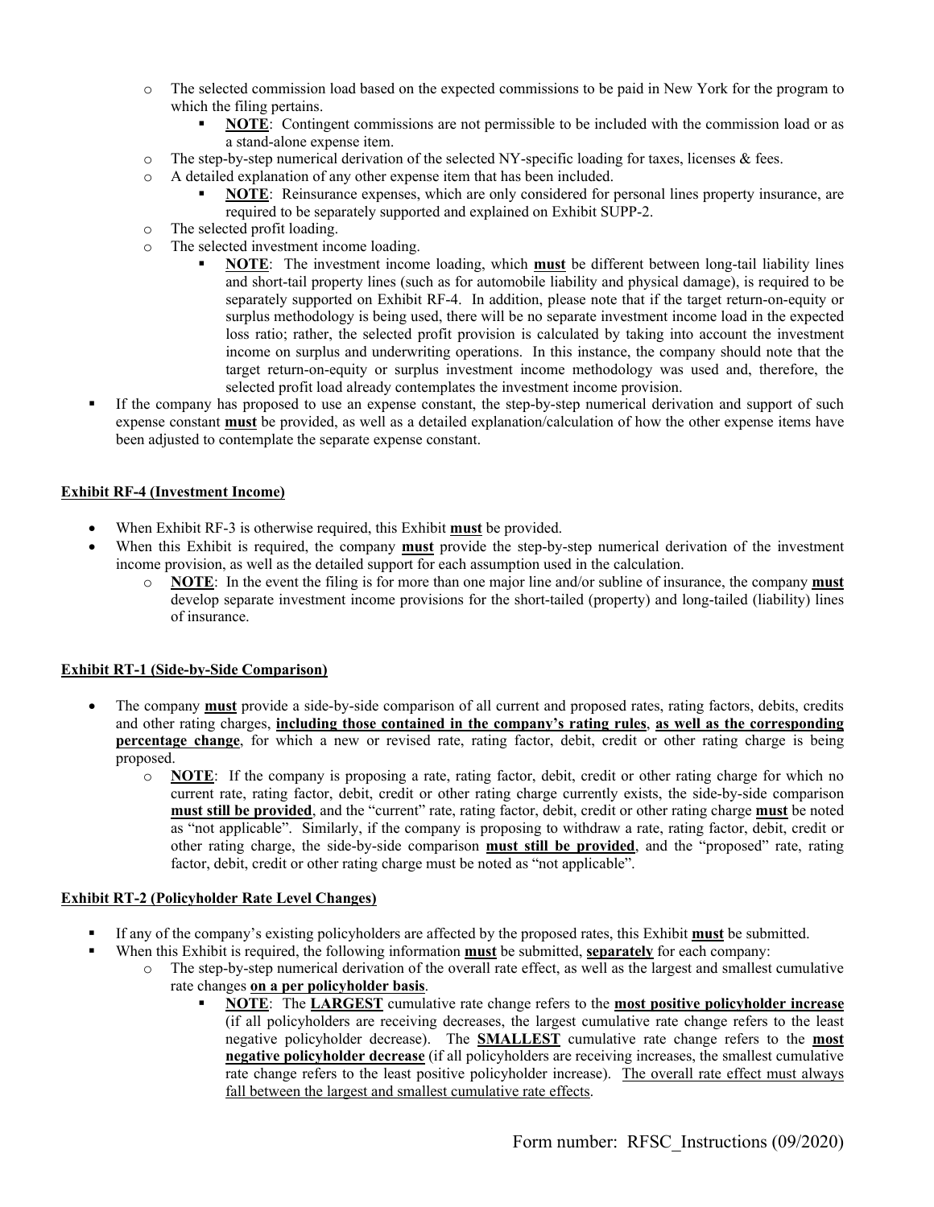- The selected commission load based on the expected commissions to be paid in New York for the program to which the filing pertains.
  - **NOTE**: Contingent commissions are not permissible to be included with the commission load or as a stand-alone expense item.
- The step-by-step numerical derivation of the selected NY-specific loading for taxes, licenses & fees.
- A detailed explanation of any other expense item that has been included.
  - **NOTE**: Reinsurance expenses, which are only considered for personal lines property insurance, are required to be separately supported and explained on Exhibit SUPP-2.
- The selected profit loading.
- The selected investment income loading.
  - **NOTE**: The investment income loading, which **must** be different between long-tail liability lines and short-tail property lines (such as for automobile liability and physical damage), is required to be separately supported on Exhibit RF-4. In addition, please note that if the target return-on-equity or surplus methodology is being used, there will be no separate investment income load in the expected loss ratio; rather, the selected profit provision is calculated by taking into account the investment income on surplus and underwriting operations. In this instance, the company should note that the target return-on-equity or surplus investment income methodology was used and, therefore, the selected profit load already contemplates the investment income provision.

- If the company has proposed to use an expense constant, the step-by-step numerical derivation and support of such expense constant **must** be provided, as well as a detailed explanation/calculation of how the other expense items have been adjusted to contemplate the separate expense constant.

**Exhibit RF-4 (Investment Income)**

- When Exhibit RF-3 is otherwise required, this Exhibit **must** be provided.
- When this Exhibit is required, the company **must** provide the step-by-step numerical derivation of the investment income provision, as well as the detailed support for each assumption used in the calculation.
  - **NOTE**: In the event the filing is for more than one major line and/or subline of insurance, the company **must** develop separate investment income provisions for the short-tailed (property) and long-tailed (liability) lines of insurance.

**Exhibit RT-1 (Side-by-Side Comparison)**

- The company **must** provide a side-by-side comparison of all current and proposed rates, rating factors, debits, credits and other rating charges, **including those contained in the company's rating rules**, **as well as the corresponding percentage change**, for which a new or revised rate, rating factor, debit, credit or other rating charge is being proposed.
  - **NOTE**: If the company is proposing a rate, rating factor, debit, credit or other rating charge for which no current rate, rating factor, debit, credit or other rating charge currently exists, the side-by-side comparison **must still be provided**, and the "current" rate, rating factor, debit, credit or other rating charge **must** be noted as "not applicable". Similarly, if the company is proposing to withdraw a rate, rating factor, debit, credit or other rating charge, the side-by-side comparison **must still be provided**, and the "proposed" rate, rating factor, debit, credit or other rating charge must be noted as "not applicable".

**Exhibit RT-2 (Policyholder Rate Level Changes)**

- If any of the company's existing policyholders are affected by the proposed rates, this Exhibit **must** be submitted.
- When this Exhibit is required, the following information **must** be submitted, **separately** for each company:
  - The step-by-step numerical derivation of the overall rate effect, as well as the largest and smallest cumulative rate changes **on a per policyholder basis**.
    - **NOTE**: The **LARGEST** cumulative rate change refers to the **most positive policyholder increase** (if all policyholders are receiving decreases, the largest cumulative rate change refers to the least negative policyholder decrease). The **SMALLEST** cumulative rate change refers to the **most negative policyholder decrease** (if all policyholders are receiving increases, the smallest cumulative rate change refers to the least positive policyholder increase). The overall rate effect must always fall between the largest and smallest cumulative rate effects.

Form number: RFSC_Instructions (09/2020)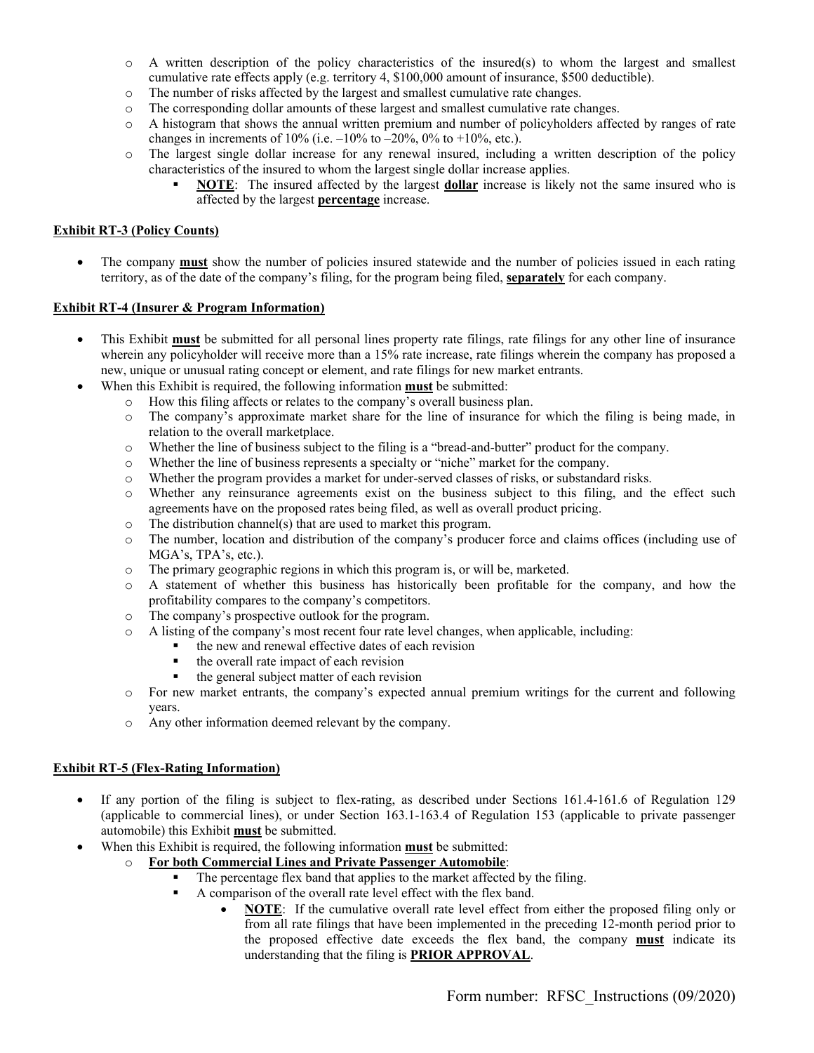- A written description of the policy characteristics of the insured(s) to whom the largest and smallest cumulative rate effects apply (e.g. territory 4, $100,000 amount of insurance, $500 deductible).
- The number of risks affected by the largest and smallest cumulative rate changes.
- The corresponding dollar amounts of these largest and smallest cumulative rate changes.
- A histogram that shows the annual written premium and number of policyholders affected by ranges of rate changes in increments of 10% (i.e. –10% to –20%, 0% to +10%, etc.).
- The largest single dollar increase for any renewal insured, including a written description of the policy characteristics of the insured to whom the largest single dollar increase applies.
  - **NOTE**: The insured affected by the largest **dollar** increase is likely not the same insured who is affected by the largest **percentage** increase.

**Exhibit RT-3 (Policy Counts)**

- The company **must** show the number of policies insured statewide and the number of policies issued in each rating territory, as of the date of the company's filing, for the program being filed, **separately** for each company.

**Exhibit RT-4 (Insurer & Program Information)**

- This Exhibit **must** be submitted for all personal lines property rate filings, rate filings for any other line of insurance wherein any policyholder will receive more than a 15% rate increase, rate filings wherein the company has proposed a new, unique or unusual rating concept or element, and rate filings for new market entrants.
- When this Exhibit is required, the following information **must** be submitted:
  - How this filing affects or relates to the company's overall business plan.
  - The company's approximate market share for the line of insurance for which the filing is being made, in relation to the overall marketplace.
  - Whether the line of business subject to the filing is a "bread-and-butter" product for the company.
  - Whether the line of business represents a specialty or "niche" market for the company.
  - Whether the program provides a market for under-served classes of risks, or substandard risks.
  - Whether any reinsurance agreements exist on the business subject to this filing, and the effect such agreements have on the proposed rates being filed, as well as overall product pricing.
  - The distribution channel(s) that are used to market this program.
  - The number, location and distribution of the company's producer force and claims offices (including use of MGA's, TPA's, etc.).
  - The primary geographic regions in which this program is, or will be, marketed.
  - A statement of whether this business has historically been profitable for the company, and how the profitability compares to the company's competitors.
  - The company's prospective outlook for the program.
  - A listing of the company's most recent four rate level changes, when applicable, including:
    - the new and renewal effective dates of each revision
    - the overall rate impact of each revision
    - the general subject matter of each revision
  - For new market entrants, the company's expected annual premium writings for the current and following years.
  - Any other information deemed relevant by the company.

**Exhibit RT-5 (Flex-Rating Information)**

- If any portion of the filing is subject to flex-rating, as described under Sections 161.4-161.6 of Regulation 129 (applicable to commercial lines), or under Section 163.1-163.4 of Regulation 153 (applicable to private passenger automobile) this Exhibit **must** be submitted.
- When this Exhibit is required, the following information **must** be submitted:
  - **For both Commercial Lines and Private Passenger Automobile**:
    - The percentage flex band that applies to the market affected by the filing.
    - A comparison of the overall rate level effect with the flex band.
      - **NOTE**: If the cumulative overall rate level effect from either the proposed filing only or from all rate filings that have been implemented in the preceding 12-month period prior to the proposed effective date exceeds the flex band, the company **must** indicate its understanding that the filing is **PRIOR APPROVAL**.

Form number: RFSC_Instructions (09/2020)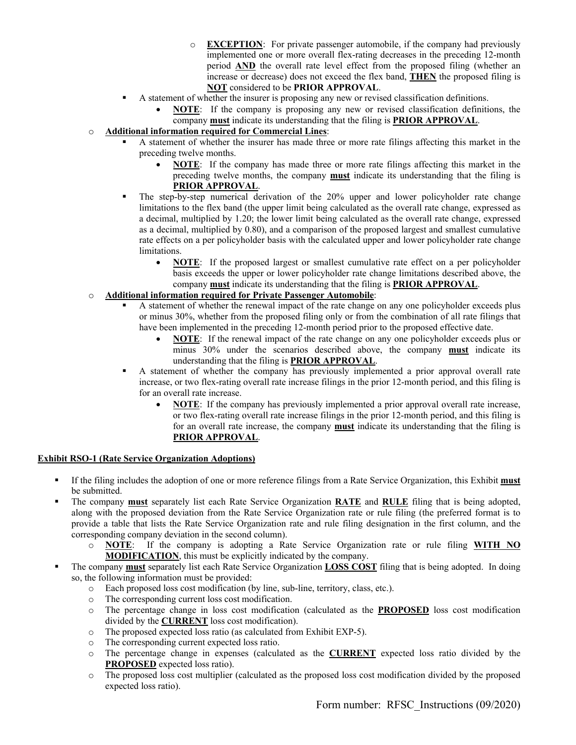- **EXCEPTION**: For private passenger automobile, if the company had previously implemented one or more overall flex-rating decreases in the preceding 12-month period **AND** the overall rate level effect from the proposed filing (whether an increase or decrease) does not exceed the flex band, **THEN** the proposed filing is **NOT** considered to be **PRIOR APPROVAL**.
    - A statement of whether the insurer is proposing any new or revised classification definitions.
        - **NOTE**: If the company is proposing any new or revised classification definitions, the company **must** indicate its understanding that the filing is **PRIOR APPROVAL**.
- **Additional information required for Commercial Lines**:
    - A statement of whether the insurer has made three or more rate filings affecting this market in the preceding twelve months.
        - **NOTE**: If the company has made three or more rate filings affecting this market in the preceding twelve months, the company **must** indicate its understanding that the filing is **PRIOR APPROVAL**.
    - The step-by-step numerical derivation of the 20% upper and lower policyholder rate change limitations to the flex band (the upper limit being calculated as the overall rate change, expressed as a decimal, multiplied by 1.20; the lower limit being calculated as the overall rate change, expressed as a decimal, multiplied by 0.80), and a comparison of the proposed largest and smallest cumulative rate effects on a per policyholder basis with the calculated upper and lower policyholder rate change limitations.
        - **NOTE**: If the proposed largest or smallest cumulative rate effect on a per policyholder basis exceeds the upper or lower policyholder rate change limitations described above, the company **must** indicate its understanding that the filing is **PRIOR APPROVAL**.
- **Additional information required for Private Passenger Automobile**:
    - A statement of whether the renewal impact of the rate change on any one policyholder exceeds plus or minus 30%, whether from the proposed filing only or from the combination of all rate filings that have been implemented in the preceding 12-month period prior to the proposed effective date.
        - **NOTE**: If the renewal impact of the rate change on any one policyholder exceeds plus or minus 30% under the scenarios described above, the company **must** indicate its understanding that the filing is **PRIOR APPROVAL**.
    - A statement of whether the company has previously implemented a prior approval overall rate increase, or two flex-rating overall rate increase filings in the prior 12-month period, and this filing is for an overall rate increase.
        - **NOTE**: If the company has previously implemented a prior approval overall rate increase, or two flex-rating overall rate increase filings in the prior 12-month period, and this filing is for an overall rate increase, the company **must** indicate its understanding that the filing is **PRIOR APPROVAL**.

**Exhibit RSO-1 (Rate Service Organization Adoptions)**

- If the filing includes the adoption of one or more reference filings from a Rate Service Organization, this Exhibit **must** be submitted.
- The company **must** separately list each Rate Service Organization **RATE** and **RULE** filing that is being adopted, along with the proposed deviation from the Rate Service Organization rate or rule filing (the preferred format is to provide a table that lists the Rate Service Organization rate and rule filing designation in the first column, and the corresponding company deviation in the second column).
    - **NOTE**: If the company is adopting a Rate Service Organization rate or rule filing **WITH NO MODIFICATION**, this must be explicitly indicated by the company.
- The company **must** separately list each Rate Service Organization **LOSS COST** filing that is being adopted. In doing so, the following information must be provided:
    - Each proposed loss cost modification (by line, sub-line, territory, class, etc.).
    - The corresponding current loss cost modification.
    - The percentage change in loss cost modification (calculated as the **PROPOSED** loss cost modification divided by the **CURRENT** loss cost modification).
    - The proposed expected loss ratio (as calculated from Exhibit EXP-5).
    - The corresponding current expected loss ratio.
    - The percentage change in expenses (calculated as the **CURRENT** expected loss ratio divided by the **PROPOSED** expected loss ratio).
    - The proposed loss cost multiplier (calculated as the proposed loss cost modification divided by the proposed expected loss ratio).

Form number: RFSC_Instructions (09/2020)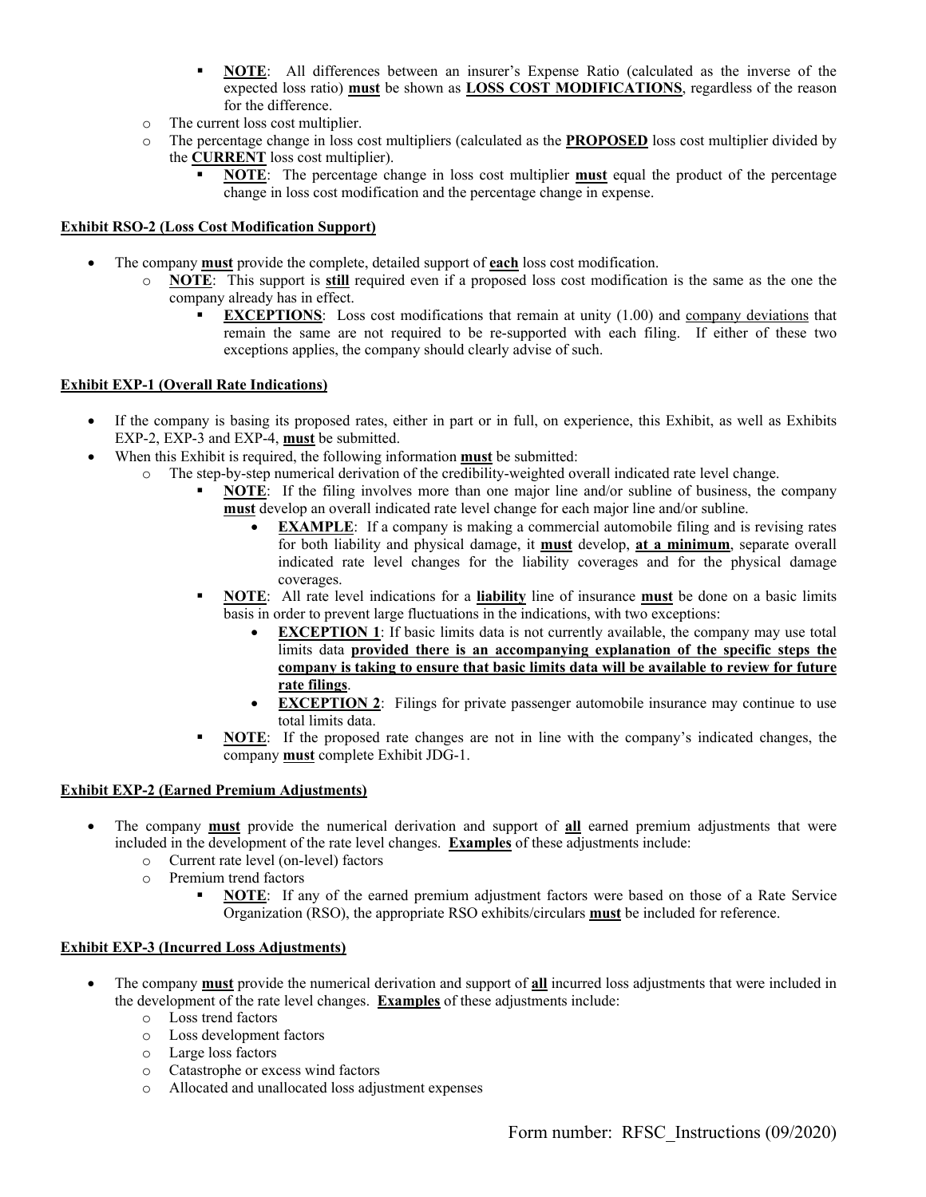- **NOTE**: All differences between an insurer's Expense Ratio (calculated as the inverse of the expected loss ratio) **must** be shown as **LOSS COST MODIFICATIONS**, regardless of the reason for the difference.
  - The current loss cost multiplier.
  - The percentage change in loss cost multipliers (calculated as the **PROPOSED** loss cost multiplier divided by the **CURRENT** loss cost multiplier).
    - **NOTE**: The percentage change in loss cost multiplier **must** equal the product of the percentage change in loss cost modification and the percentage change in expense.

**Exhibit RSO-2 (Loss Cost Modification Support)**

- The company **must** provide the complete, detailed support of **each** loss cost modification.
  - **NOTE**: This support is **still** required even if a proposed loss cost modification is the same as the one the company already has in effect.
    - **EXCEPTIONS**: Loss cost modifications that remain at unity (1.00) and company deviations that remain the same are not required to be re-supported with each filing. If either of these two exceptions applies, the company should clearly advise of such.

**Exhibit EXP-1 (Overall Rate Indications)**

- If the company is basing its proposed rates, either in part or in full, on experience, this Exhibit, as well as Exhibits EXP-2, EXP-3 and EXP-4, **must** be submitted.
- When this Exhibit is required, the following information **must** be submitted:
  - The step-by-step numerical derivation of the credibility-weighted overall indicated rate level change.
    - **NOTE**: If the filing involves more than one major line and/or subline of business, the company **must** develop an overall indicated rate level change for each major line and/or subline.
      - **EXAMPLE**: If a company is making a commercial automobile filing and is revising rates for both liability and physical damage, it **must** develop, **at a minimum**, separate overall indicated rate level changes for the liability coverages and for the physical damage coverages.
    - **NOTE**: All rate level indications for a **liability** line of insurance **must** be done on a basic limits basis in order to prevent large fluctuations in the indications, with two exceptions:
      - **EXCEPTION 1**: If basic limits data is not currently available, the company may use total limits data **provided there is an accompanying explanation of the specific steps the company is taking to ensure that basic limits data will be available to review for future rate filings**.
      - **EXCEPTION 2**: Filings for private passenger automobile insurance may continue to use total limits data.
    - **NOTE**: If the proposed rate changes are not in line with the company's indicated changes, the company **must** complete Exhibit JDG-1.

**Exhibit EXP-2 (Earned Premium Adjustments)**

- The company **must** provide the numerical derivation and support of **all** earned premium adjustments that were included in the development of the rate level changes. **Examples** of these adjustments include:
  - Current rate level (on-level) factors
  - Premium trend factors
    - **NOTE**: If any of the earned premium adjustment factors were based on those of a Rate Service Organization (RSO), the appropriate RSO exhibits/circulars **must** be included for reference.

**Exhibit EXP-3 (Incurred Loss Adjustments)**

- The company **must** provide the numerical derivation and support of **all** incurred loss adjustments that were included in the development of the rate level changes. **Examples** of these adjustments include:
  - Loss trend factors
  - Loss development factors
  - Large loss factors
  - Catastrophe or excess wind factors
  - Allocated and unallocated loss adjustment expenses

Form number: RFSC_Instructions (09/2020)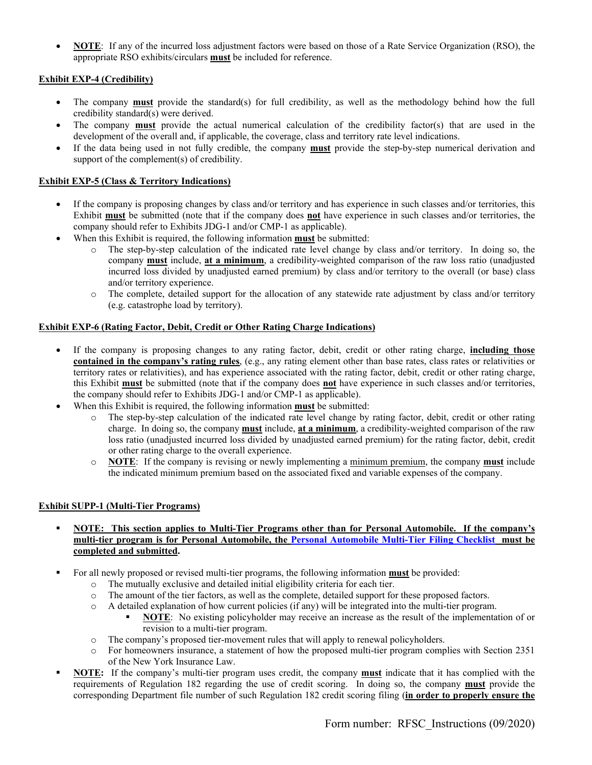- **NOTE**: If any of the incurred loss adjustment factors were based on those of a Rate Service Organization (RSO), the appropriate RSO exhibits/circulars **must** be included for reference.

**Exhibit EXP-4 (Credibility)**

- The company **must** provide the standard(s) for full credibility, as well as the methodology behind how the full credibility standard(s) were derived.
- The company **must** provide the actual numerical calculation of the credibility factor(s) that are used in the development of the overall and, if applicable, the coverage, class and territory rate level indications.
- If the data being used in not fully credible, the company **must** provide the step-by-step numerical derivation and support of the complement(s) of credibility.

**Exhibit EXP-5 (Class & Territory Indications)**

- If the company is proposing changes by class and/or territory and has experience in such classes and/or territories, this Exhibit **must** be submitted (note that if the company does **not** have experience in such classes and/or territories, the company should refer to Exhibits JDG-1 and/or CMP-1 as applicable).
- When this Exhibit is required, the following information **must** be submitted:
  - The step-by-step calculation of the indicated rate level change by class and/or territory. In doing so, the company **must** include, **at a minimum**, a credibility-weighted comparison of the raw loss ratio (unadjusted incurred loss divided by unadjusted earned premium) by class and/or territory to the overall (or base) class and/or territory experience.
  - The complete, detailed support for the allocation of any statewide rate adjustment by class and/or territory (e.g. catastrophe load by territory).

**Exhibit EXP-6 (Rating Factor, Debit, Credit or Other Rating Charge Indications)**

- If the company is proposing changes to any rating factor, debit, credit or other rating charge, **including those contained in the company's rating rules**, (e.g., any rating element other than base rates, class rates or relativities or territory rates or relativities), and has experience associated with the rating factor, debit, credit or other rating charge, this Exhibit **must** be submitted (note that if the company does **not** have experience in such classes and/or territories, the company should refer to Exhibits JDG-1 and/or CMP-1 as applicable).
- When this Exhibit is required, the following information **must** be submitted:
  - The step-by-step calculation of the indicated rate level change by rating factor, debit, credit or other rating charge. In doing so, the company **must** include, **at a minimum**, a credibility-weighted comparison of the raw loss ratio (unadjusted incurred loss divided by unadjusted earned premium) for the rating factor, debit, credit or other rating charge to the overall experience.
  - **NOTE**: If the company is revising or newly implementing a minimum premium, the company **must** include the indicated minimum premium based on the associated fixed and variable expenses of the company.

**Exhibit SUPP-1 (Multi-Tier Programs)**

- **NOTE: This section applies to Multi-Tier Programs other than for Personal Automobile. If the company's multi-tier program is for Personal Automobile, the Personal Automobile Multi-Tier Filing Checklist must be completed and submitted.**
- For all newly proposed or revised multi-tier programs, the following information **must** be provided:
  - The mutually exclusive and detailed initial eligibility criteria for each tier.
  - The amount of the tier factors, as well as the complete, detailed support for these proposed factors.
  - A detailed explanation of how current policies (if any) will be integrated into the multi-tier program.
    - **NOTE**: No existing policyholder may receive an increase as the result of the implementation of or revision to a multi-tier program.
  - The company's proposed tier-movement rules that will apply to renewal policyholders.
  - For homeowners insurance, a statement of how the proposed multi-tier program complies with Section 2351 of the New York Insurance Law.
- **NOTE:** If the company's multi-tier program uses credit, the company **must** indicate that it has complied with the requirements of Regulation 182 regarding the use of credit scoring. In doing so, the company **must** provide the corresponding Department file number of such Regulation 182 credit scoring filing (**in order to properly ensure the**

Form number: RFSC_Instructions (09/2020)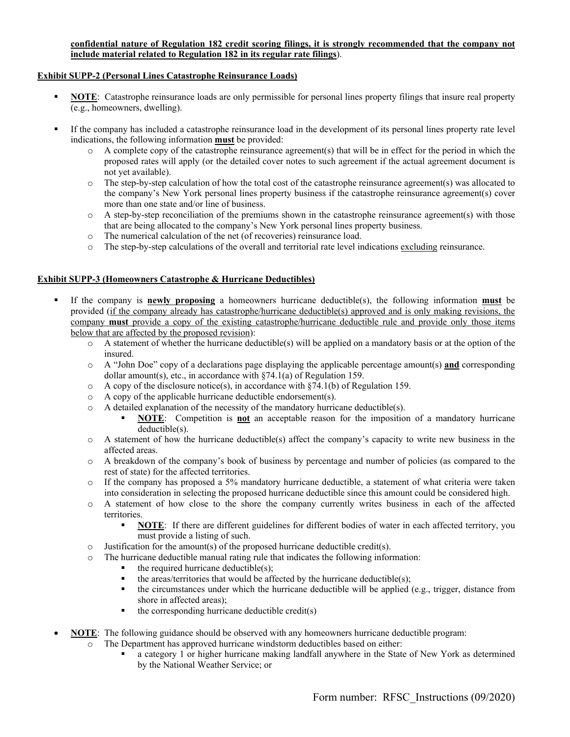**confidential nature of Regulation 182 credit scoring filings, it is strongly recommended that the company not include material related to Regulation 182 in its regular rate filings**).

**Exhibit SUPP-2 (Personal Lines Catastrophe Reinsurance Loads)**

- **NOTE**: Catastrophe reinsurance loads are only permissible for personal lines property filings that insure real property (e.g., homeowners, dwelling).

- If the company has included a catastrophe reinsurance load in the development of its personal lines property rate level indications, the following information **must** be provided:
  - A complete copy of the catastrophe reinsurance agreement(s) that will be in effect for the period in which the proposed rates will apply (or the detailed cover notes to such agreement if the actual agreement document is not yet available).
  - The step-by-step calculation of how the total cost of the catastrophe reinsurance agreement(s) was allocated to the company's New York personal lines property business if the catastrophe reinsurance agreement(s) cover more than one state and/or line of business.
  - A step-by-step reconciliation of the premiums shown in the catastrophe reinsurance agreement(s) with those that are being allocated to the company's New York personal lines property business.
  - The numerical calculation of the net (of recoveries) reinsurance load.
  - The step-by-step calculations of the overall and territorial rate level indications excluding reinsurance.

**Exhibit SUPP-3 (Homeowners Catastrophe & Hurricane Deductibles)**

- If the company is **newly proposing** a homeowners hurricane deductible(s), the following information **must** be provided (if the company already has catastrophe/hurricane deductible(s) approved and is only making revisions, the company **must** provide a copy of the existing catastrophe/hurricane deductible rule and provide only those items below that are affected by the proposed revision):
  - A statement of whether the hurricane deductible(s) will be applied on a mandatory basis or at the option of the insured.
  - A "John Doe" copy of a declarations page displaying the applicable percentage amount(s) **and** corresponding dollar amount(s), etc., in accordance with §74.1(a) of Regulation 159.
  - A copy of the disclosure notice(s), in accordance with §74.1(b) of Regulation 159.
  - A copy of the applicable hurricane deductible endorsement(s).
  - A detailed explanation of the necessity of the mandatory hurricane deductible(s).
    - **NOTE**: Competition is **not** an acceptable reason for the imposition of a mandatory hurricane deductible(s).
  - A statement of how the hurricane deductible(s) affect the company's capacity to write new business in the affected areas.
  - A breakdown of the company's book of business by percentage and number of policies (as compared to the rest of state) for the affected territories.
  - If the company has proposed a 5% mandatory hurricane deductible, a statement of what criteria were taken into consideration in selecting the proposed hurricane deductible since this amount could be considered high.
  - A statement of how close to the shore the company currently writes business in each of the affected territories.
    - **NOTE**: If there are different guidelines for different bodies of water in each affected territory, you must provide a listing of such.
  - Justification for the amount(s) of the proposed hurricane deductible credit(s).
  - The hurricane deductible manual rating rule that indicates the following information:
    - the required hurricane deductible(s);
    - the areas/territories that would be affected by the hurricane deductible(s);
    - the circumstances under which the hurricane deductible will be applied (e.g., trigger, distance from shore in affected areas);
    - the corresponding hurricane deductible credit(s)

- **NOTE**: The following guidance should be observed with any homeowners hurricane deductible program:
  - The Department has approved hurricane windstorm deductibles based on either:
    - a category 1 or higher hurricane making landfall anywhere in the State of New York as determined by the National Weather Service; or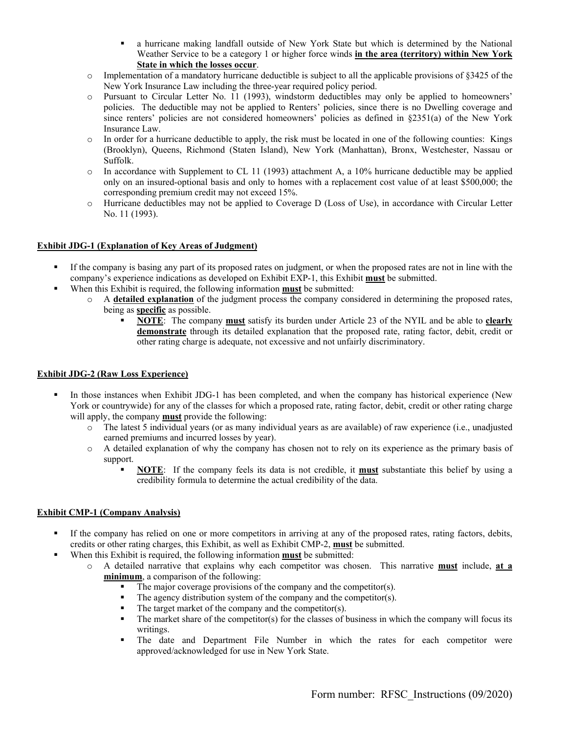- a hurricane making landfall outside of New York State but which is determined by the National Weather Service to be a category 1 or higher force winds **in the area (territory) within New York State in which the losses occur**.
  - Implementation of a mandatory hurricane deductible is subject to all the applicable provisions of §3425 of the New York Insurance Law including the three-year required policy period.
  - Pursuant to Circular Letter No. 11 (1993), windstorm deductibles may only be applied to homeowners' policies. The deductible may not be applied to Renters' policies, since there is no Dwelling coverage and since renters' policies are not considered homeowners' policies as defined in §2351(a) of the New York Insurance Law.
  - In order for a hurricane deductible to apply, the risk must be located in one of the following counties: Kings (Brooklyn), Queens, Richmond (Staten Island), New York (Manhattan), Bronx, Westchester, Nassau or Suffolk.
  - In accordance with Supplement to CL 11 (1993) attachment A, a 10% hurricane deductible may be applied only on an insured-optional basis and only to homes with a replacement cost value of at least $500,000; the corresponding premium credit may not exceed 15%.
  - Hurricane deductibles may not be applied to Coverage D (Loss of Use), in accordance with Circular Letter No. 11 (1993).

**Exhibit JDG-1 (Explanation of Key Areas of Judgment)**

- If the company is basing any part of its proposed rates on judgment, or when the proposed rates are not in line with the company's experience indications as developed on Exhibit EXP-1, this Exhibit **must** be submitted.
- When this Exhibit is required, the following information **must** be submitted:
  - A **detailed explanation** of the judgment process the company considered in determining the proposed rates, being as **specific** as possible.
    - **NOTE**: The company **must** satisfy its burden under Article 23 of the NYIL and be able to **clearly demonstrate** through its detailed explanation that the proposed rate, rating factor, debit, credit or other rating charge is adequate, not excessive and not unfairly discriminatory.

**Exhibit JDG-2 (Raw Loss Experience)**

- In those instances when Exhibit JDG-1 has been completed, and when the company has historical experience (New York or countrywide) for any of the classes for which a proposed rate, rating factor, debit, credit or other rating charge will apply, the company **must** provide the following:
  - The latest 5 individual years (or as many individual years as are available) of raw experience (i.e., unadjusted earned premiums and incurred losses by year).
  - A detailed explanation of why the company has chosen not to rely on its experience as the primary basis of support.
    - **NOTE**: If the company feels its data is not credible, it **must** substantiate this belief by using a credibility formula to determine the actual credibility of the data.

**Exhibit CMP-1 (Company Analysis)**

- If the company has relied on one or more competitors in arriving at any of the proposed rates, rating factors, debits, credits or other rating charges, this Exhibit, as well as Exhibit CMP-2, **must** be submitted.
- When this Exhibit is required, the following information **must** be submitted:
  - A detailed narrative that explains why each competitor was chosen. This narrative **must** include, **at a minimum**, a comparison of the following:
    - The major coverage provisions of the company and the competitor(s).
    - The agency distribution system of the company and the competitor(s).
    - The target market of the company and the competitor(s).
    - The market share of the competitor(s) for the classes of business in which the company will focus its writings.
    - The date and Department File Number in which the rates for each competitor were approved/acknowledged for use in New York State.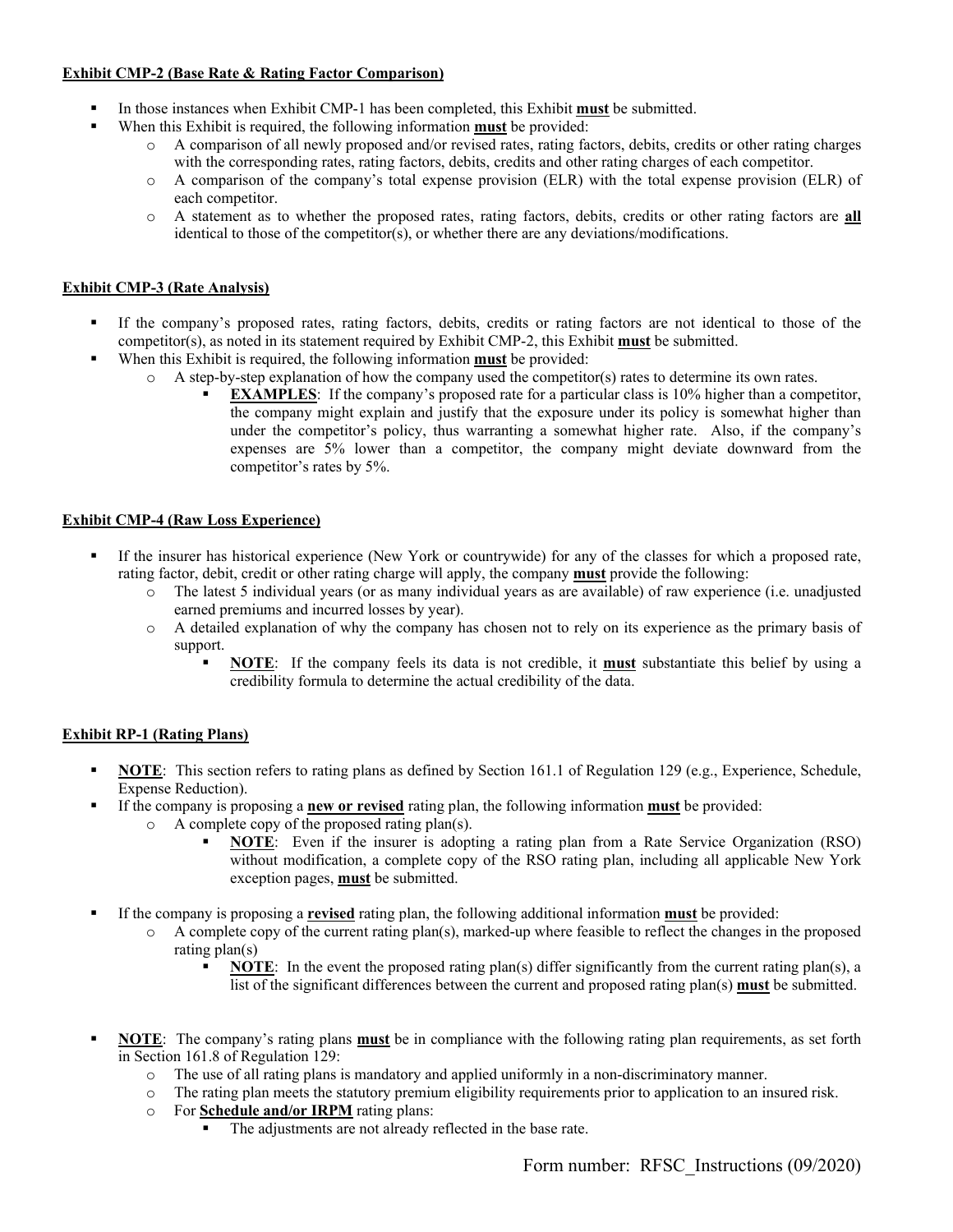**Exhibit CMP-2 (Base Rate & Rating Factor Comparison)**

- In those instances when Exhibit CMP-1 has been completed, this Exhibit **must** be submitted.
- When this Exhibit is required, the following information **must** be provided:
  - A comparison of all newly proposed and/or revised rates, rating factors, debits, credits or other rating charges with the corresponding rates, rating factors, debits, credits and other rating charges of each competitor.
  - A comparison of the company's total expense provision (ELR) with the total expense provision (ELR) of each competitor.
  - A statement as to whether the proposed rates, rating factors, debits, credits or other rating factors are **all** identical to those of the competitor(s), or whether there are any deviations/modifications.

**Exhibit CMP-3 (Rate Analysis)**

- If the company's proposed rates, rating factors, debits, credits or rating factors are not identical to those of the competitor(s), as noted in its statement required by Exhibit CMP-2, this Exhibit **must** be submitted.
- When this Exhibit is required, the following information **must** be provided:
  - A step-by-step explanation of how the company used the competitor(s) rates to determine its own rates.
    - **EXAMPLES**: If the company's proposed rate for a particular class is 10% higher than a competitor, the company might explain and justify that the exposure under its policy is somewhat higher than under the competitor's policy, thus warranting a somewhat higher rate. Also, if the company's expenses are 5% lower than a competitor, the company might deviate downward from the competitor's rates by 5%.

**Exhibit CMP-4 (Raw Loss Experience)**

- If the insurer has historical experience (New York or countrywide) for any of the classes for which a proposed rate, rating factor, debit, credit or other rating charge will apply, the company **must** provide the following:
  - The latest 5 individual years (or as many individual years as are available) of raw experience (i.e. unadjusted earned premiums and incurred losses by year).
  - A detailed explanation of why the company has chosen not to rely on its experience as the primary basis of support.
    - **NOTE**: If the company feels its data is not credible, it **must** substantiate this belief by using a credibility formula to determine the actual credibility of the data.

**Exhibit RP-1 (Rating Plans)**

- **NOTE**: This section refers to rating plans as defined by Section 161.1 of Regulation 129 (e.g., Experience, Schedule, Expense Reduction).
- If the company is proposing a **new or revised** rating plan, the following information **must** be provided:
  - A complete copy of the proposed rating plan(s).
    - **NOTE**: Even if the insurer is adopting a rating plan from a Rate Service Organization (RSO) without modification, a complete copy of the RSO rating plan, including all applicable New York exception pages, **must** be submitted.
- If the company is proposing a **revised** rating plan, the following additional information **must** be provided:
  - A complete copy of the current rating plan(s), marked-up where feasible to reflect the changes in the proposed rating plan(s)
    - **NOTE**: In the event the proposed rating plan(s) differ significantly from the current rating plan(s), a list of the significant differences between the current and proposed rating plan(s) **must** be submitted.
- **NOTE**: The company's rating plans **must** be in compliance with the following rating plan requirements, as set forth in Section 161.8 of Regulation 129:
  - The use of all rating plans is mandatory and applied uniformly in a non-discriminatory manner.
  - The rating plan meets the statutory premium eligibility requirements prior to application to an insured risk.
  - For **Schedule and/or IRPM** rating plans:
    - The adjustments are not already reflected in the base rate.

Form number: RFSC_Instructions (09/2020)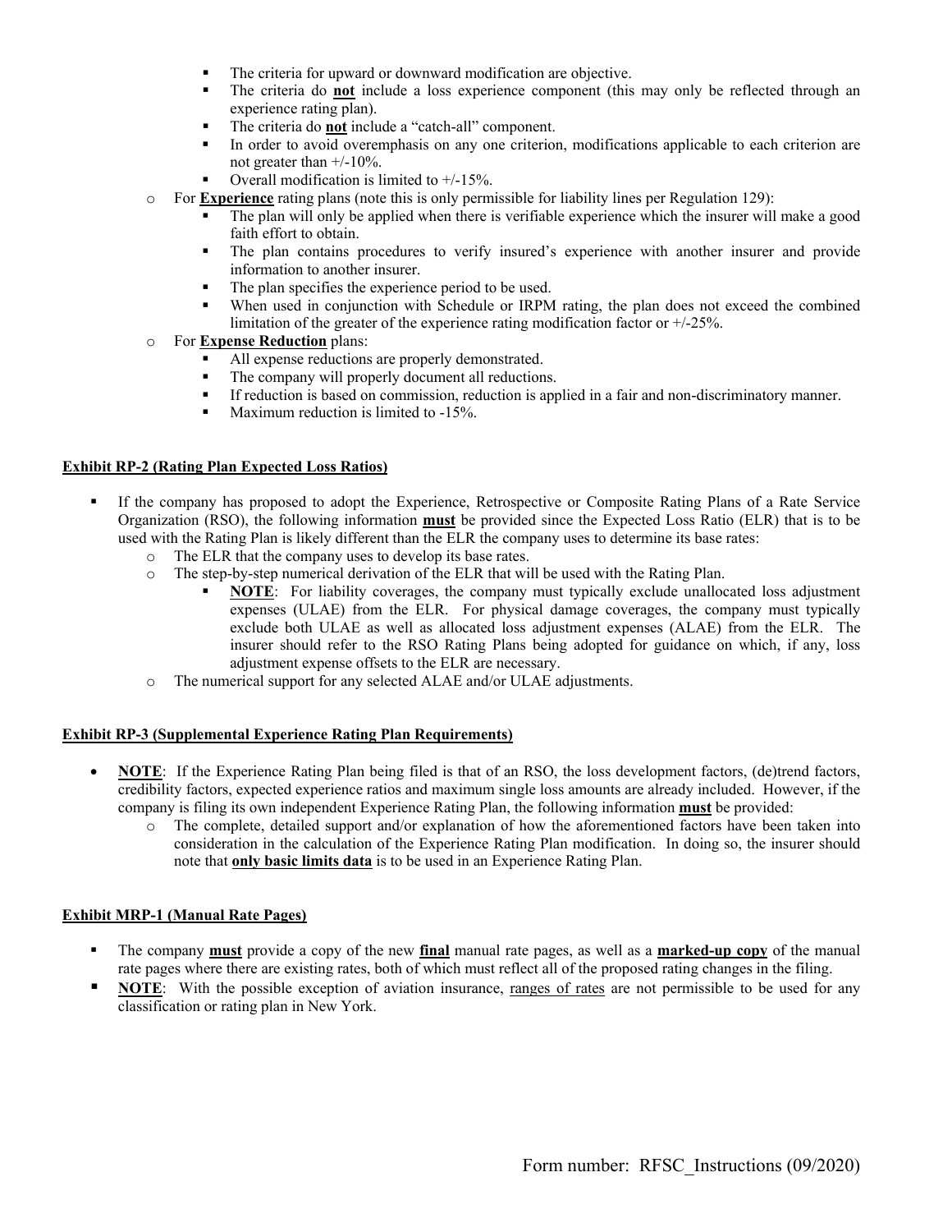- The criteria for upward or downward modification are objective.
  - The criteria do **not** include a loss experience component (this may only be reflected through an experience rating plan).
  - The criteria do **not** include a "catch-all" component.
  - In order to avoid overemphasis on any one criterion, modifications applicable to each criterion are not greater than +/-10%.
  - Overall modification is limited to +/-15%.
- For **Experience** rating plans (note this is only permissible for liability lines per Regulation 129):
  - The plan will only be applied when there is verifiable experience which the insurer will make a good faith effort to obtain.
  - The plan contains procedures to verify insured's experience with another insurer and provide information to another insurer.
  - The plan specifies the experience period to be used.
  - When used in conjunction with Schedule or IRPM rating, the plan does not exceed the combined limitation of the greater of the experience rating modification factor or +/-25%.
- For **Expense Reduction** plans:
  - All expense reductions are properly demonstrated.
  - The company will properly document all reductions.
  - If reduction is based on commission, reduction is applied in a fair and non-discriminatory manner.
  - Maximum reduction is limited to -15%.

**Exhibit RP-2 (Rating Plan Expected Loss Ratios)**

- If the company has proposed to adopt the Experience, Retrospective or Composite Rating Plans of a Rate Service Organization (RSO), the following information **must** be provided since the Expected Loss Ratio (ELR) that is to be used with the Rating Plan is likely different than the ELR the company uses to determine its base rates:
  - The ELR that the company uses to develop its base rates.
  - The step-by-step numerical derivation of the ELR that will be used with the Rating Plan.
    - **NOTE**: For liability coverages, the company must typically exclude unallocated loss adjustment expenses (ULAE) from the ELR. For physical damage coverages, the company must typically exclude both ULAE as well as allocated loss adjustment expenses (ALAE) from the ELR. The insurer should refer to the RSO Rating Plans being adopted for guidance on which, if any, loss adjustment expense offsets to the ELR are necessary.
  - The numerical support for any selected ALAE and/or ULAE adjustments.

**Exhibit RP-3 (Supplemental Experience Rating Plan Requirements)**

- **NOTE**: If the Experience Rating Plan being filed is that of an RSO, the loss development factors, (de)trend factors, credibility factors, expected experience ratios and maximum single loss amounts are already included. However, if the company is filing its own independent Experience Rating Plan, the following information **must** be provided:
  - The complete, detailed support and/or explanation of how the aforementioned factors have been taken into consideration in the calculation of the Experience Rating Plan modification. In doing so, the insurer should note that **only basic limits data** is to be used in an Experience Rating Plan.

**Exhibit MRP-1 (Manual Rate Pages)**

- The company **must** provide a copy of the new **final** manual rate pages, as well as a **marked-up copy** of the manual rate pages where there are existing rates, both of which must reflect all of the proposed rating changes in the filing.
- **NOTE**: With the possible exception of aviation insurance, ranges of rates are not permissible to be used for any classification or rating plan in New York.

Form number: RFSC_Instructions (09/2020)